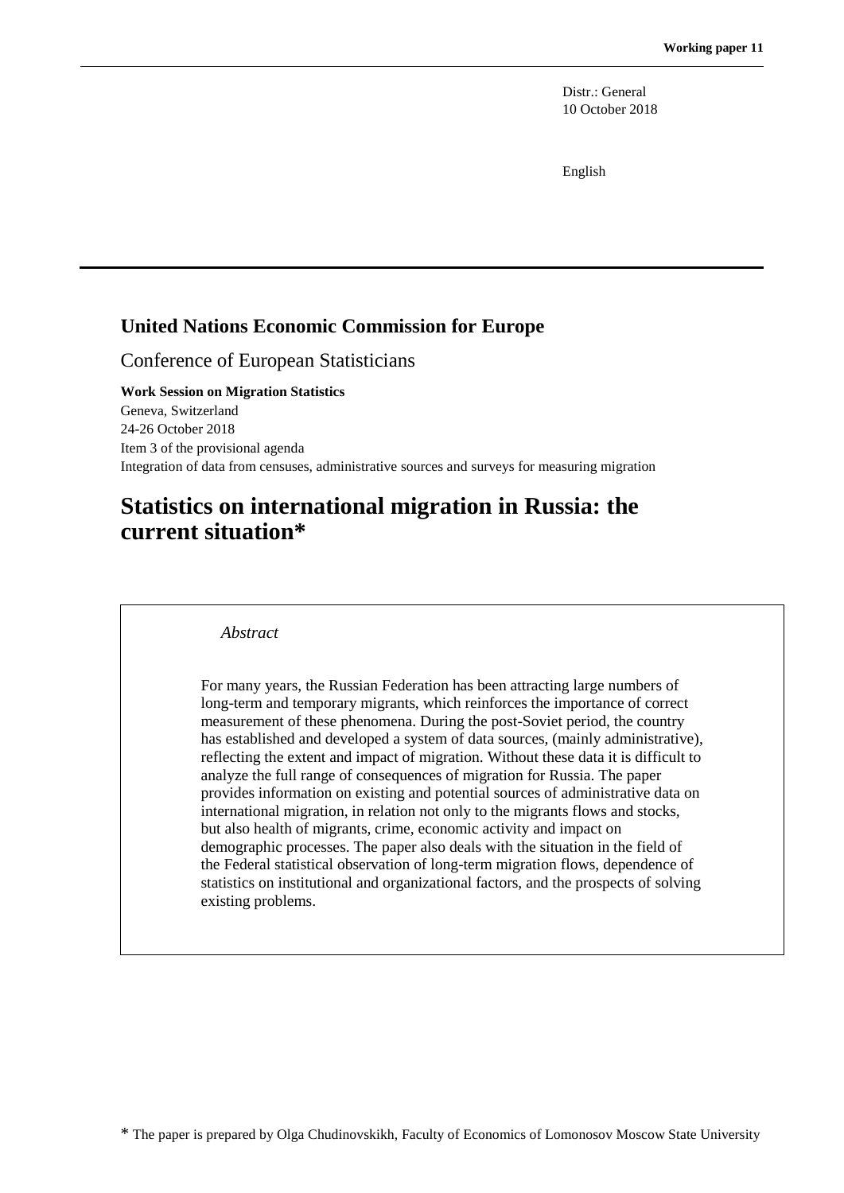Distr.: General
10 October 2018

English

## United Nations Economic Commission for Europe

Conference of European Statisticians

**Work Session on Migration Statistics**
Geneva, Switzerland
24-26 October 2018
Item 3 of the provisional agenda
Integration of data from censuses, administrative sources and surveys for measuring migration

# Statistics on international migration in Russia: the current situation*

*Abstract*

For many years, the Russian Federation has been attracting large numbers of long-term and temporary migrants, which reinforces the importance of correct measurement of these phenomena. During the post-Soviet period, the country has established and developed a system of data sources, (mainly administrative), reflecting the extent and impact of migration. Without these data it is difficult to analyze the full range of consequences of migration for Russia. The paper provides information on existing and potential sources of administrative data on international migration, in relation not only to the migrants flows and stocks, but also health of migrants, crime, economic activity and impact on demographic processes. The paper also deals with the situation in the field of the Federal statistical observation of long-term migration flows, dependence of statistics on institutional and organizational factors, and the prospects of solving existing problems.

* The paper is prepared by Olga Chudinovskikh, Faculty of Economics of Lomonosov Moscow State University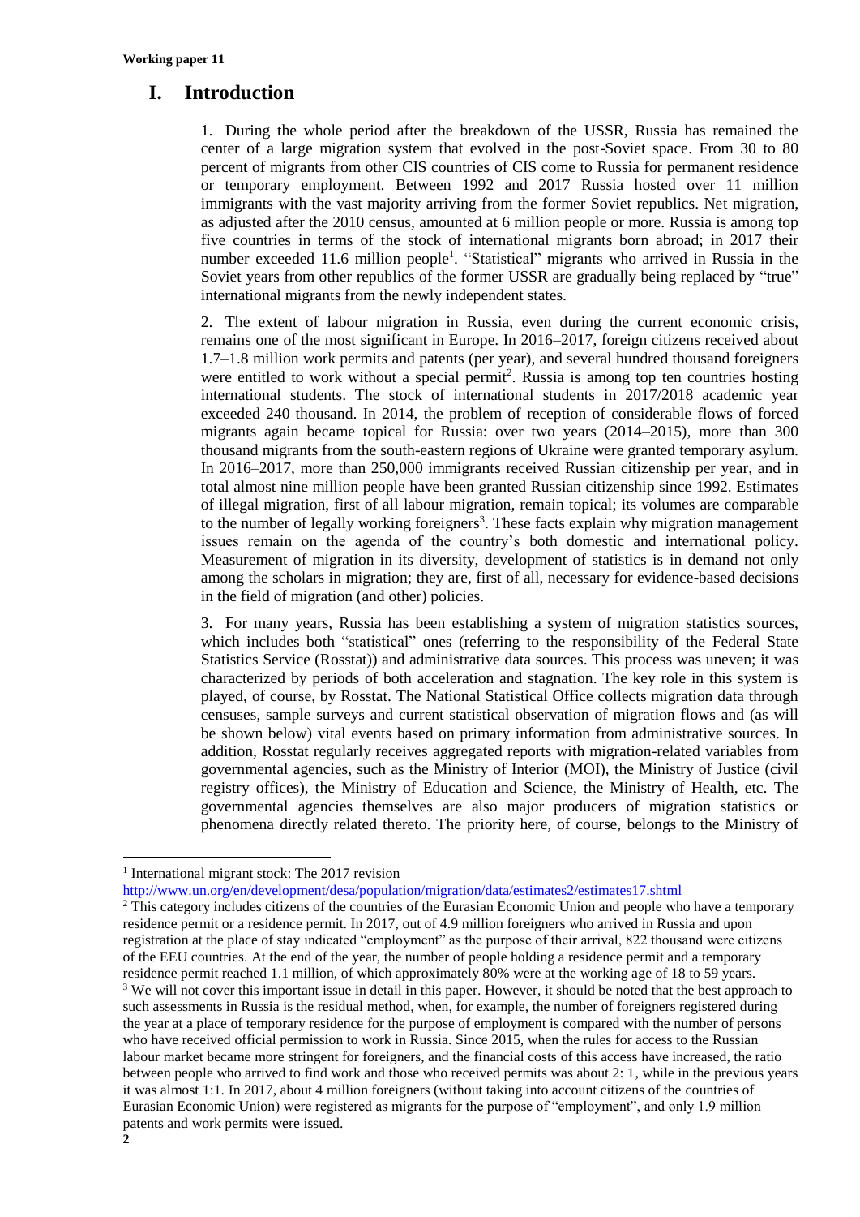# I. Introduction

1. During the whole period after the breakdown of the USSR, Russia has remained the center of a large migration system that evolved in the post-Soviet space. From 30 to 80 percent of migrants from other CIS countries of CIS come to Russia for permanent residence or temporary employment. Between 1992 and 2017 Russia hosted over 11 million immigrants with the vast majority arriving from the former Soviet republics. Net migration, as adjusted after the 2010 census, amounted at 6 million people or more. Russia is among top five countries in terms of the stock of international migrants born abroad; in 2017 their number exceeded 11.6 million people[1]. "Statistical" migrants who arrived in Russia in the Soviet years from other republics of the former USSR are gradually being replaced by "true" international migrants from the newly independent states.

2. The extent of labour migration in Russia, even during the current economic crisis, remains one of the most significant in Europe. In 2016–2017, foreign citizens received about 1.7–1.8 million work permits and patents (per year), and several hundred thousand foreigners were entitled to work without a special permit[2]. Russia is among top ten countries hosting international students. The stock of international students in 2017/2018 academic year exceeded 240 thousand. In 2014, the problem of reception of considerable flows of forced migrants again became topical for Russia: over two years (2014–2015), more than 300 thousand migrants from the south-eastern regions of Ukraine were granted temporary asylum. In 2016–2017, more than 250,000 immigrants received Russian citizenship per year, and in total almost nine million people have been granted Russian citizenship since 1992. Estimates of illegal migration, first of all labour migration, remain topical; its volumes are comparable to the number of legally working foreigners[3]. These facts explain why migration management issues remain on the agenda of the country's both domestic and international policy. Measurement of migration in its diversity, development of statistics is in demand not only among the scholars in migration; they are, first of all, necessary for evidence-based decisions in the field of migration (and other) policies.

3. For many years, Russia has been establishing a system of migration statistics sources, which includes both "statistical" ones (referring to the responsibility of the Federal State Statistics Service (Rosstat)) and administrative data sources. This process was uneven; it was characterized by periods of both acceleration and stagnation. The key role in this system is played, of course, by Rosstat. The National Statistical Office collects migration data through censuses, sample surveys and current statistical observation of migration flows and (as will be shown below) vital events based on primary information from administrative sources. In addition, Rosstat regularly receives aggregated reports with migration-related variables from governmental agencies, such as the Ministry of Interior (MOI), the Ministry of Justice (civil registry offices), the Ministry of Education and Science, the Ministry of Health, etc. The governmental agencies themselves are also major producers of migration statistics or phenomena directly related thereto. The priority here, of course, belongs to the Ministry of

---

[1] International migrant stock: The 2017 revision http://www.un.org/en/development/desa/population/migration/data/estimates2/estimates17.shtml

[2] This category includes citizens of the countries of the Eurasian Economic Union and people who have a temporary residence permit or a residence permit. In 2017, out of 4.9 million foreigners who arrived in Russia and upon registration at the place of stay indicated "employment" as the purpose of their arrival, 822 thousand were citizens of the EEU countries. At the end of the year, the number of people holding a residence permit and a temporary residence permit reached 1.1 million, of which approximately 80% were at the working age of 18 to 59 years.

[3] We will not cover this important issue in detail in this paper. However, it should be noted that the best approach to such assessments in Russia is the residual method, when, for example, the number of foreigners registered during the year at a place of temporary residence for the purpose of employment is compared with the number of persons who have received official permission to work in Russia. Since 2015, when the rules for access to the Russian labour market became more stringent for foreigners, and the financial costs of this access have increased, the ratio between people who arrived to find work and those who received permits was about 2: 1, while in the previous years it was almost 1:1. In 2017, about 4 million foreigners (without taking into account citizens of the countries of Eurasian Economic Union) were registered as migrants for the purpose of "employment", and only 1.9 million patents and work permits were issued.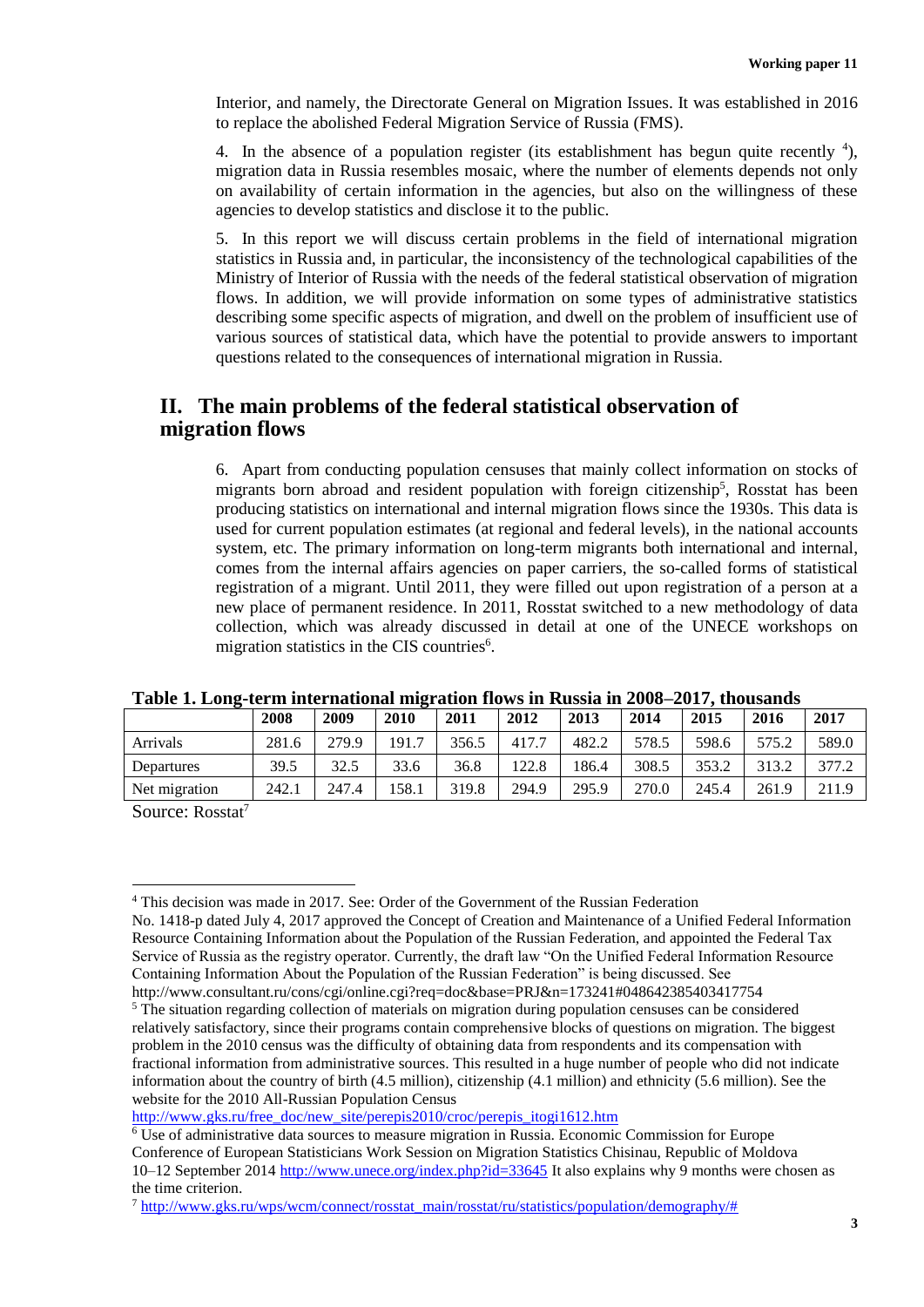Interior, and namely, the Directorate General on Migration Issues. It was established in 2016 to replace the abolished Federal Migration Service of Russia (FMS).

4. In the absence of a population register (its establishment has begun quite recently [4]), migration data in Russia resembles mosaic, where the number of elements depends not only on availability of certain information in the agencies, but also on the willingness of these agencies to develop statistics and disclose it to the public.

5. In this report we will discuss certain problems in the field of international migration statistics in Russia and, in particular, the inconsistency of the technological capabilities of the Ministry of Interior of Russia with the needs of the federal statistical observation of migration flows. In addition, we will provide information on some types of administrative statistics describing some specific aspects of migration, and dwell on the problem of insufficient use of various sources of statistical data, which have the potential to provide answers to important questions related to the consequences of international migration in Russia.

## II. The main problems of the federal statistical observation of migration flows

6. Apart from conducting population censuses that mainly collect information on stocks of migrants born abroad and resident population with foreign citizenship[5], Rosstat has been producing statistics on international and internal migration flows since the 1930s. This data is used for current population estimates (at regional and federal levels), in the national accounts system, etc. The primary information on long-term migrants both international and internal, comes from the internal affairs agencies on paper carriers, the so-called forms of statistical registration of a migrant. Until 2011, they were filled out upon registration of a person at a new place of permanent residence. In 2011, Rosstat switched to a new methodology of data collection, which was already discussed in detail at one of the UNECE workshops on migration statistics in the CIS countries[6].

**Table 1. Long-term international migration flows in Russia in 2008–2017, thousands**

| | 2008 | 2009 | 2010 | 2011 | 2012 | 2013 | 2014 | 2015 | 2016 | 2017 |
|---|---|---|---|---|---|---|---|---|---|---|
| Arrivals | 281.6 | 279.9 | 191.7 | 356.5 | 417.7 | 482.2 | 578.5 | 598.6 | 575.2 | 589.0 |
| Departures | 39.5 | 32.5 | 33.6 | 36.8 | 122.8 | 186.4 | 308.5 | 353.2 | 313.2 | 377.2 |
| Net migration | 242.1 | 247.4 | 158.1 | 319.8 | 294.9 | 295.9 | 270.0 | 245.4 | 261.9 | 211.9 |

Source: Rosstat[7]

---

[4] This decision was made in 2017. See: Order of the Government of the Russian Federation No. 1418-p dated July 4, 2017 approved the Concept of Creation and Maintenance of a Unified Federal Information Resource Containing Information about the Population of the Russian Federation, and appointed the Federal Tax Service of Russia as the registry operator. Currently, the draft law "On the Unified Federal Information Resource Containing Information About the Population of the Russian Federation" is being discussed. See http://www.consultant.ru/cons/cgi/online.cgi?req=doc&base=PRJ&n=173241#048642385403417754

[5] The situation regarding collection of materials on migration during population censuses can be considered relatively satisfactory, since their programs contain comprehensive blocks of questions on migration. The biggest problem in the 2010 census was the difficulty of obtaining data from respondents and its compensation with fractional information from administrative sources. This resulted in a huge number of people who did not indicate information about the country of birth (4.5 million), citizenship (4.1 million) and ethnicity (5.6 million). See the website for the 2010 All-Russian Population Census http://www.gks.ru/free_doc/new_site/perepis2010/croc/perepis_itogi1612.htm

[6] Use of administrative data sources to measure migration in Russia. Economic Commission for Europe Conference of European Statisticians Work Session on Migration Statistics Chisinau, Republic of Moldova 10–12 September 2014 http://www.unece.org/index.php?id=33645 It also explains why 9 months were chosen as the time criterion.

[7] http://www.gks.ru/wps/wcm/connect/rosstat_main/rosstat/ru/statistics/population/demography/#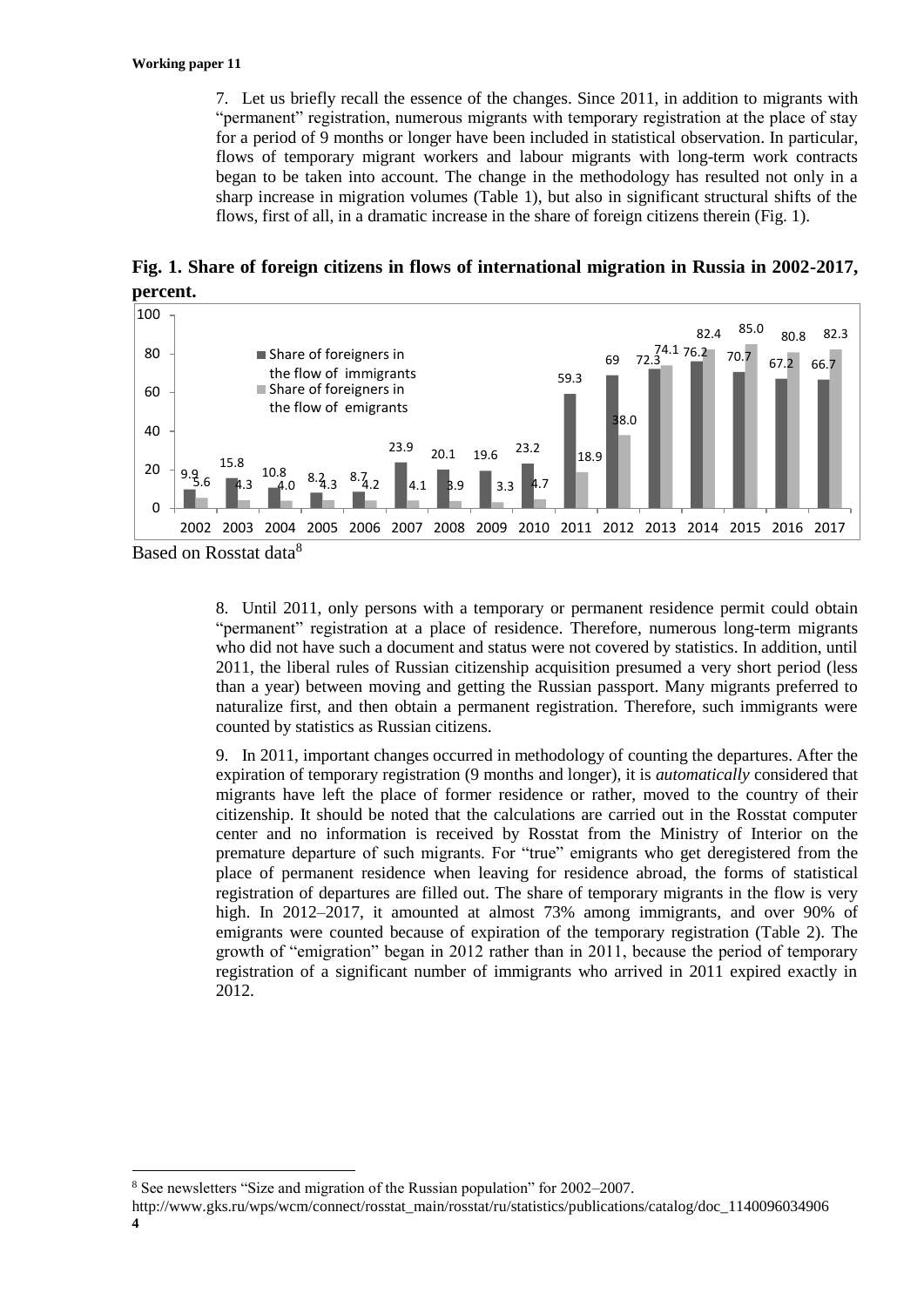7. Let us briefly recall the essence of the changes. Since 2011, in addition to migrants with "permanent" registration, numerous migrants with temporary registration at the place of stay for a period of 9 months or longer have been included in statistical observation. In particular, flows of temporary migrant workers and labour migrants with long-term work contracts began to be taken into account. The change in the methodology has resulted not only in a sharp increase in migration volumes (Table 1), but also in significant structural shifts of the flows, first of all, in a dramatic increase in the share of foreign citizens therein (Fig. 1).

**Fig. 1. Share of foreign citizens in flows of international migration in Russia in 2002-2017, percent.**

| Year | Share of foreigners in the flow of immigrants | Share of foreigners in the flow of emigrants |
|---|---|---|
| 2002 | 9.9 | 5.6 |
| 2003 | 15.8 | 4.3 |
| 2004 | 10.8 | 4.0 |
| 2005 | 8.2 | 4.3 |
| 2006 | 8.7 | 4.2 |
| 2007 | 23.9 | 4.1 |
| 2008 | 20.1 | 3.9 |
| 2009 | 19.6 | 3.3 |
| 2010 | 23.2 | 4.7 |
| 2011 | 59.3 | 18.9 |
| 2012 | 69 | 38.0 |
| 2013 | 72.3 | 74.1 |
| 2014 | 76.2 | 82.4 |
| 2015 | 70.7 | 85.0 |
| 2016 | 67.2 | 80.8 |
| 2017 | 66.7 | 82.3 |

Based on Rosstat data[8]

8. Until 2011, only persons with a temporary or permanent residence permit could obtain "permanent" registration at a place of residence. Therefore, numerous long-term migrants who did not have such a document and status were not covered by statistics. In addition, until 2011, the liberal rules of Russian citizenship acquisition presumed a very short period (less than a year) between moving and getting the Russian passport. Many migrants preferred to naturalize first, and then obtain a permanent registration. Therefore, such immigrants were counted by statistics as Russian citizens.

9. In 2011, important changes occurred in methodology of counting the departures. After the expiration of temporary registration (9 months and longer), it is *automatically* considered that migrants have left the place of former residence or rather, moved to the country of their citizenship. It should be noted that the calculations are carried out in the Rosstat computer center and no information is received by Rosstat from the Ministry of Interior on the premature departure of such migrants. For "true" emigrants who get deregistered from the place of permanent residence when leaving for residence abroad, the forms of statistical registration of departures are filled out. The share of temporary migrants in the flow is very high. In 2012–2017, it amounted at almost 73% among immigrants, and over 90% of emigrants were counted because of expiration of the temporary registration (Table 2). The growth of "emigration" began in 2012 rather than in 2011, because the period of temporary registration of a significant number of immigrants who arrived in 2011 expired exactly in 2012.

[8] See newsletters "Size and migration of the Russian population" for 2002–2007. http://www.gks.ru/wps/wcm/connect/rosstat_main/rosstat/ru/statistics/publications/catalog/doc_1140096034906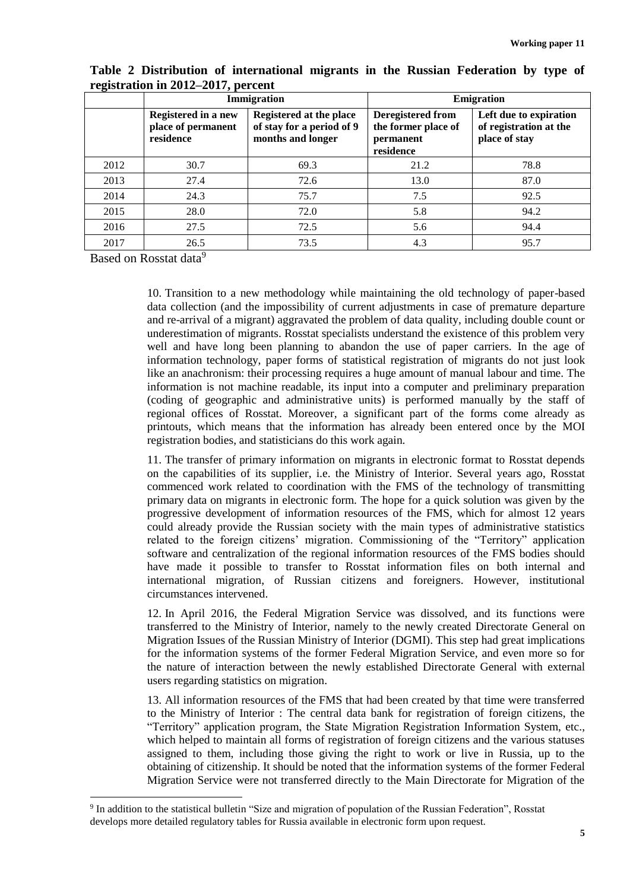**Table 2 Distribution of international migrants in the Russian Federation by type of registration in 2012–2017, percent**

| | Immigration | | Emigration | |
|---|---|---|---|---|
| | **Registered in a new place of permanent residence** | **Registered at the place of stay for a period of 9 months and longer** | **Deregistered from the former place of permanent residence** | **Left due to expiration of registration at the place of stay** |
| 2012 | 30.7 | 69.3 | 21.2 | 78.8 |
| 2013 | 27.4 | 72.6 | 13.0 | 87.0 |
| 2014 | 24.3 | 75.7 | 7.5 | 92.5 |
| 2015 | 28.0 | 72.0 | 5.8 | 94.2 |
| 2016 | 27.5 | 72.5 | 5.6 | 94.4 |
| 2017 | 26.5 | 73.5 | 4.3 | 95.7 |

Based on Rosstat data[9]

10. Transition to a new methodology while maintaining the old technology of paper-based data collection (and the impossibility of current adjustments in case of premature departure and re-arrival of a migrant) aggravated the problem of data quality, including double count or underestimation of migrants. Rosstat specialists understand the existence of this problem very well and have long been planning to abandon the use of paper carriers. In the age of information technology, paper forms of statistical registration of migrants do not just look like an anachronism: their processing requires a huge amount of manual labour and time. The information is not machine readable, its input into a computer and preliminary preparation (coding of geographic and administrative units) is performed manually by the staff of regional offices of Rosstat. Moreover, a significant part of the forms come already as printouts, which means that the information has already been entered once by the MOI registration bodies, and statisticians do this work again.

11. The transfer of primary information on migrants in electronic format to Rosstat depends on the capabilities of its supplier, i.e. the Ministry of Interior. Several years ago, Rosstat commenced work related to coordination with the FMS of the technology of transmitting primary data on migrants in electronic form. The hope for a quick solution was given by the progressive development of information resources of the FMS, which for almost 12 years could already provide the Russian society with the main types of administrative statistics related to the foreign citizens' migration. Commissioning of the "Territory" application software and centralization of the regional information resources of the FMS bodies should have made it possible to transfer to Rosstat information files on both internal and international migration, of Russian citizens and foreigners. However, institutional circumstances intervened.

12. In April 2016, the Federal Migration Service was dissolved, and its functions were transferred to the Ministry of Interior, namely to the newly created Directorate General on Migration Issues of the Russian Ministry of Interior (DGMI). This step had great implications for the information systems of the former Federal Migration Service, and even more so for the nature of interaction between the newly established Directorate General with external users regarding statistics on migration.

13. All information resources of the FMS that had been created by that time were transferred to the Ministry of Interior : The central data bank for registration of foreign citizens, the "Territory" application program, the State Migration Registration Information System, etc., which helped to maintain all forms of registration of foreign citizens and the various statuses assigned to them, including those giving the right to work or live in Russia, up to the obtaining of citizenship. It should be noted that the information systems of the former Federal Migration Service were not transferred directly to the Main Directorate for Migration of the

[9] In addition to the statistical bulletin "Size and migration of population of the Russian Federation", Rosstat develops more detailed regulatory tables for Russia available in electronic form upon request.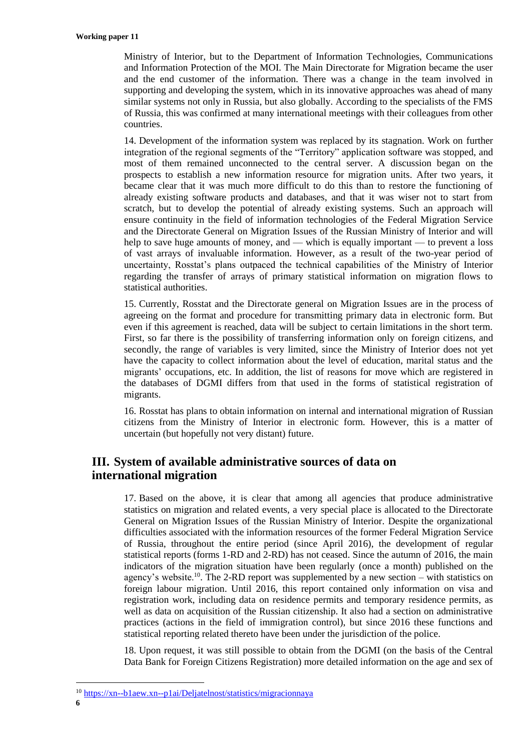Ministry of Interior, but to the Department of Information Technologies, Communications and Information Protection of the MOI. The Main Directorate for Migration became the user and the end customer of the information. There was a change in the team involved in supporting and developing the system, which in its innovative approaches was ahead of many similar systems not only in Russia, but also globally. According to the specialists of the FMS of Russia, this was confirmed at many international meetings with their colleagues from other countries.

14. Development of the information system was replaced by its stagnation. Work on further integration of the regional segments of the "Territory" application software was stopped, and most of them remained unconnected to the central server. A discussion began on the prospects to establish a new information resource for migration units. After two years, it became clear that it was much more difficult to do this than to restore the functioning of already existing software products and databases, and that it was wiser not to start from scratch, but to develop the potential of already existing systems. Such an approach will ensure continuity in the field of information technologies of the Federal Migration Service and the Directorate General on Migration Issues of the Russian Ministry of Interior and will help to save huge amounts of money, and — which is equally important — to prevent a loss of vast arrays of invaluable information. However, as a result of the two-year period of uncertainty, Rosstat's plans outpaced the technical capabilities of the Ministry of Interior regarding the transfer of arrays of primary statistical information on migration flows to statistical authorities.

15. Currently, Rosstat and the Directorate general on Migration Issues are in the process of agreeing on the format and procedure for transmitting primary data in electronic form. But even if this agreement is reached, data will be subject to certain limitations in the short term. First, so far there is the possibility of transferring information only on foreign citizens, and secondly, the range of variables is very limited, since the Ministry of Interior does not yet have the capacity to collect information about the level of education, marital status and the migrants' occupations, etc. In addition, the list of reasons for move which are registered in the databases of DGMI differs from that used in the forms of statistical registration of migrants.

16. Rosstat has plans to obtain information on internal and international migration of Russian citizens from the Ministry of Interior in electronic form. However, this is a matter of uncertain (but hopefully not very distant) future.

## III. System of available administrative sources of data on international migration

17. Based on the above, it is clear that among all agencies that produce administrative statistics on migration and related events, a very special place is allocated to the Directorate General on Migration Issues of the Russian Ministry of Interior. Despite the organizational difficulties associated with the information resources of the former Federal Migration Service of Russia, throughout the entire period (since April 2016), the development of regular statistical reports (forms 1-RD and 2-RD) has not ceased. Since the autumn of 2016, the main indicators of the migration situation have been regularly (once a month) published on the agency's website.[10]. The 2-RD report was supplemented by a new section – with statistics on foreign labour migration. Until 2016, this report contained only information on visa and registration work, including data on residence permits and temporary residence permits, as well as data on acquisition of the Russian citizenship. It also had a section on administrative practices (actions in the field of immigration control), but since 2016 these functions and statistical reporting related thereto have been under the jurisdiction of the police.

18. Upon request, it was still possible to obtain from the DGMI (on the basis of the Central Data Bank for Foreign Citizens Registration) more detailed information on the age and sex of

[10] https://xn--b1aew.xn--p1ai/Deljatelnost/statistics/migracionnaya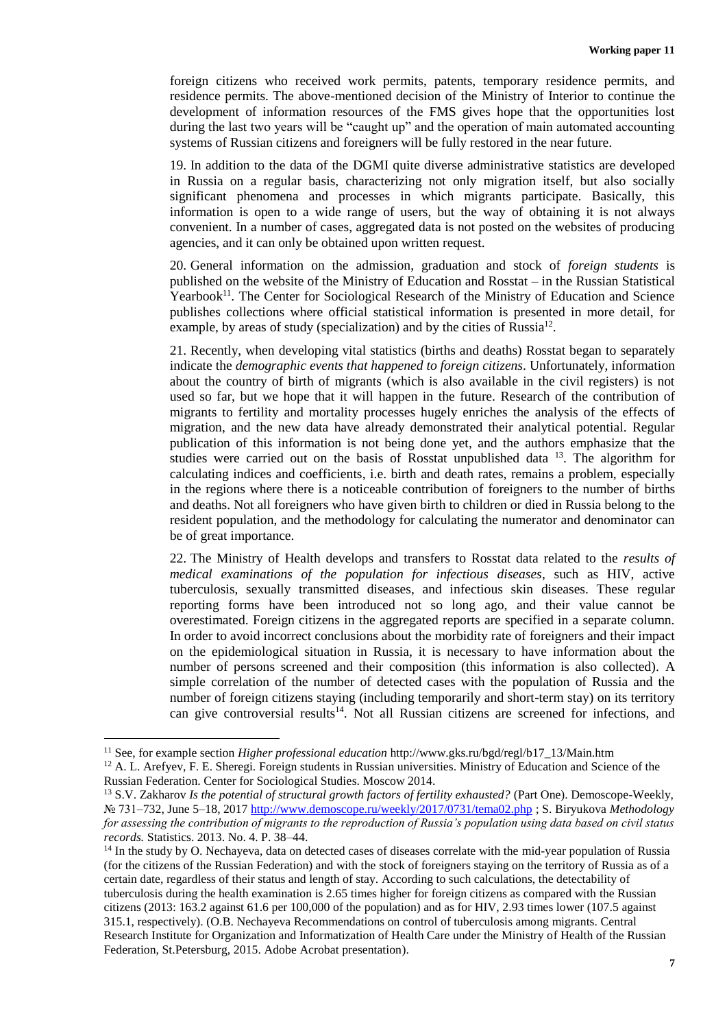foreign citizens who received work permits, patents, temporary residence permits, and residence permits. The above-mentioned decision of the Ministry of Interior to continue the development of information resources of the FMS gives hope that the opportunities lost during the last two years will be "caught up" and the operation of main automated accounting systems of Russian citizens and foreigners will be fully restored in the near future.

19. In addition to the data of the DGMI quite diverse administrative statistics are developed in Russia on a regular basis, characterizing not only migration itself, but also socially significant phenomena and processes in which migrants participate. Basically, this information is open to a wide range of users, but the way of obtaining it is not always convenient. In a number of cases, aggregated data is not posted on the websites of producing agencies, and it can only be obtained upon written request.

20. General information on the admission, graduation and stock of *foreign students* is published on the website of the Ministry of Education and Rosstat – in the Russian Statistical Yearbook[11]. The Center for Sociological Research of the Ministry of Education and Science publishes collections where official statistical information is presented in more detail, for example, by areas of study (specialization) and by the cities of Russia[12].

21. Recently, when developing vital statistics (births and deaths) Rosstat began to separately indicate the *demographic events that happened to foreign citizens*. Unfortunately, information about the country of birth of migrants (which is also available in the civil registers) is not used so far, but we hope that it will happen in the future. Research of the contribution of migrants to fertility and mortality processes hugely enriches the analysis of the effects of migration, and the new data have already demonstrated their analytical potential. Regular publication of this information is not being done yet, and the authors emphasize that the studies were carried out on the basis of Rosstat unpublished data [13]. The algorithm for calculating indices and coefficients, i.e. birth and death rates, remains a problem, especially in the regions where there is a noticeable contribution of foreigners to the number of births and deaths. Not all foreigners who have given birth to children or died in Russia belong to the resident population, and the methodology for calculating the numerator and denominator can be of great importance.

22. The Ministry of Health develops and transfers to Rosstat data related to the *results of medical examinations of the population for infectious diseases*, such as HIV, active tuberculosis, sexually transmitted diseases, and infectious skin diseases. These regular reporting forms have been introduced not so long ago, and their value cannot be overestimated. Foreign citizens in the aggregated reports are specified in a separate column. In order to avoid incorrect conclusions about the morbidity rate of foreigners and their impact on the epidemiological situation in Russia, it is necessary to have information about the number of persons screened and their composition (this information is also collected). A simple correlation of the number of detected cases with the population of Russia and the number of foreign citizens staying (including temporarily and short-term stay) on its territory can give controversial results[14]. Not all Russian citizens are screened for infections, and

---

[11] See, for example section *Higher professional education* http://www.gks.ru/bgd/regl/b17_13/Main.htm

[12] A. L. Arefyev, F. E. Sheregi. Foreign students in Russian universities. Ministry of Education and Science of the Russian Federation. Center for Sociological Studies. Moscow 2014.

[13] S.V. Zakharov *Is the potential of structural growth factors of fertility exhausted?* (Part One). Demoscope-Weekly, № 731–732, June 5–18, 2017 http://www.demoscope.ru/weekly/2017/0731/tema02.php ; S. Biryukova *Methodology for assessing the contribution of migrants to the reproduction of Russia's population using data based on civil status records.* Statistics. 2013. No. 4. P. 38–44.

[14] In the study by O. Nechayeva, data on detected cases of diseases correlate with the mid-year population of Russia (for the citizens of the Russian Federation) and with the stock of foreigners staying on the territory of Russia as of a certain date, regardless of their status and length of stay. According to such calculations, the detectability of tuberculosis during the health examination is 2.65 times higher for foreign citizens as compared with the Russian citizens (2013: 163.2 against 61.6 per 100,000 of the population) and as for HIV, 2.93 times lower (107.5 against 315.1, respectively). (O.B. Nechayeva Recommendations on control of tuberculosis among migrants. Central Research Institute for Organization and Informatization of Health Care under the Ministry of Health of the Russian Federation, St.Petersburg, 2015. Adobe Acrobat presentation).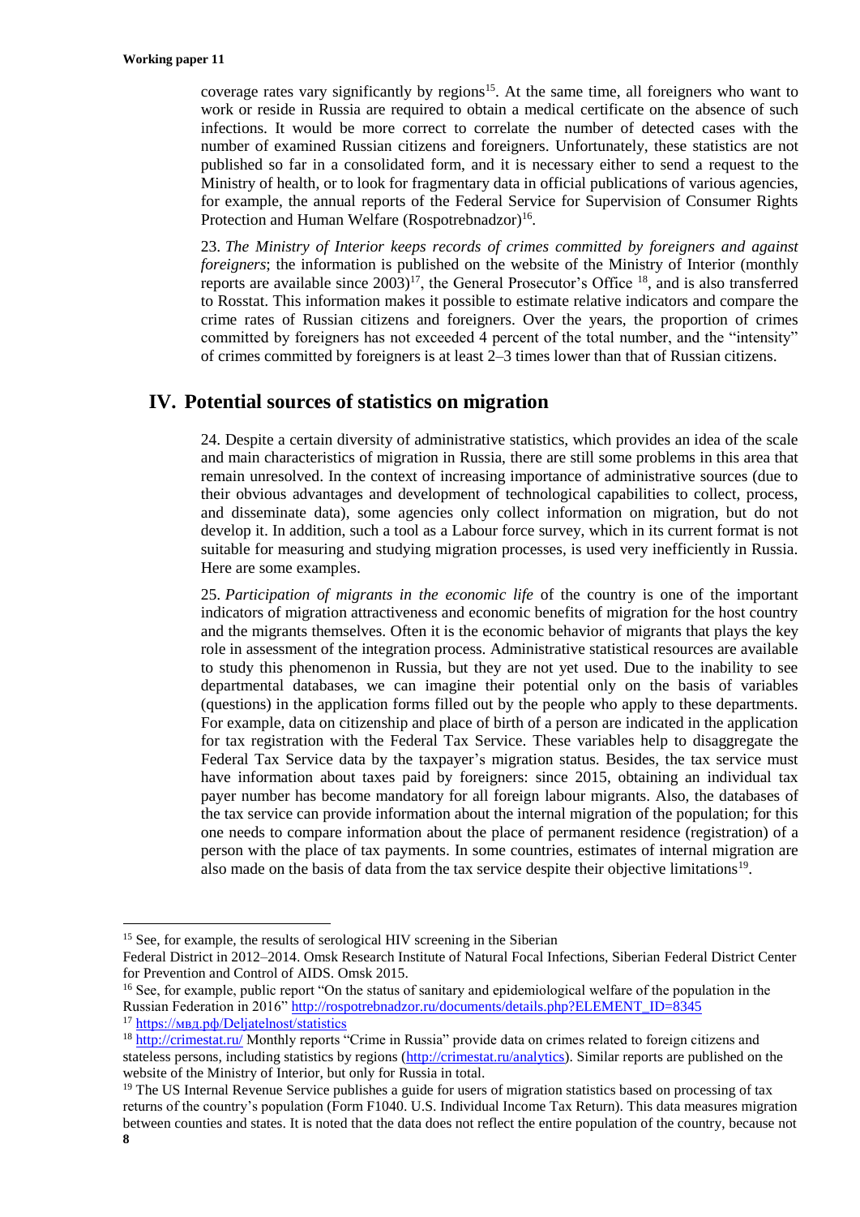coverage rates vary significantly by regions[15]. At the same time, all foreigners who want to work or reside in Russia are required to obtain a medical certificate on the absence of such infections. It would be more correct to correlate the number of detected cases with the number of examined Russian citizens and foreigners. Unfortunately, these statistics are not published so far in a consolidated form, and it is necessary either to send a request to the Ministry of health, or to look for fragmentary data in official publications of various agencies, for example, the annual reports of the Federal Service for Supervision of Consumer Rights Protection and Human Welfare (Rospotrebnadzor)[16].

23. *The Ministry of Interior keeps records of crimes committed by foreigners and against foreigners*; the information is published on the website of the Ministry of Interior (monthly reports are available since 2003)[17], the General Prosecutor's Office [18], and is also transferred to Rosstat. This information makes it possible to estimate relative indicators and compare the crime rates of Russian citizens and foreigners. Over the years, the proportion of crimes committed by foreigners has not exceeded 4 percent of the total number, and the "intensity" of crimes committed by foreigners is at least 2–3 times lower than that of Russian citizens.

## IV. Potential sources of statistics on migration

24. Despite a certain diversity of administrative statistics, which provides an idea of the scale and main characteristics of migration in Russia, there are still some problems in this area that remain unresolved. In the context of increasing importance of administrative sources (due to their obvious advantages and development of technological capabilities to collect, process, and disseminate data), some agencies only collect information on migration, but do not develop it. In addition, such a tool as a Labour force survey, which in its current format is not suitable for measuring and studying migration processes, is used very inefficiently in Russia. Here are some examples.

25. *Participation of migrants in the economic life* of the country is one of the important indicators of migration attractiveness and economic benefits of migration for the host country and the migrants themselves. Often it is the economic behavior of migrants that plays the key role in assessment of the integration process. Administrative statistical resources are available to study this phenomenon in Russia, but they are not yet used. Due to the inability to see departmental databases, we can imagine their potential only on the basis of variables (questions) in the application forms filled out by the people who apply to these departments. For example, data on citizenship and place of birth of a person are indicated in the application for tax registration with the Federal Tax Service. These variables help to disaggregate the Federal Tax Service data by the taxpayer's migration status. Besides, the tax service must have information about taxes paid by foreigners: since 2015, obtaining an individual tax payer number has become mandatory for all foreign labour migrants. Also, the databases of the tax service can provide information about the internal migration of the population; for this one needs to compare information about the place of permanent residence (registration) of a person with the place of tax payments. In some countries, estimates of internal migration are also made on the basis of data from the tax service despite their objective limitations[19].

---

[15] See, for example, the results of serological HIV screening in the Siberian Federal District in 2012–2014. Omsk Research Institute of Natural Focal Infections, Siberian Federal District Center for Prevention and Control of AIDS. Omsk 2015.

[16] See, for example, public report "On the status of sanitary and epidemiological welfare of the population in the Russian Federation in 2016" http://rospotrebnadzor.ru/documents/details.php?ELEMENT_ID=8345

[17] https://мвд.рф/Deljatelnost/statistics

[18] http://crimestat.ru/ Monthly reports "Crime in Russia" provide data on crimes related to foreign citizens and stateless persons, including statistics by regions (http://crimestat.ru/analytics). Similar reports are published on the website of the Ministry of Interior, but only for Russia in total.

[19] The US Internal Revenue Service publishes a guide for users of migration statistics based on processing of tax returns of the country's population (Form F1040. U.S. Individual Income Tax Return). This data measures migration between counties and states. It is noted that the data does not reflect the entire population of the country, because not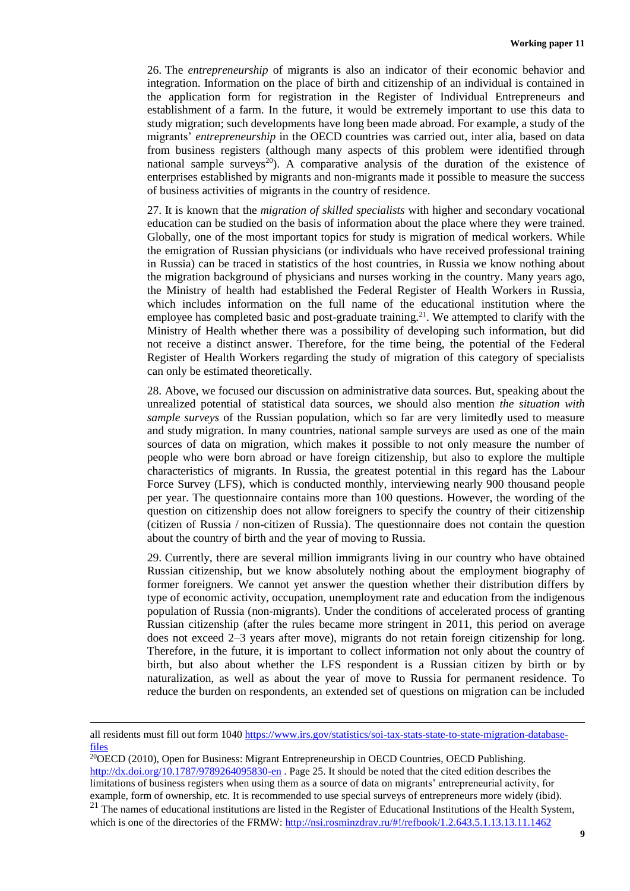26. The *entrepreneurship* of migrants is also an indicator of their economic behavior and integration. Information on the place of birth and citizenship of an individual is contained in the application form for registration in the Register of Individual Entrepreneurs and establishment of a farm. In the future, it would be extremely important to use this data to study migration; such developments have long been made abroad. For example, a study of the migrants' *entrepreneurship* in the OECD countries was carried out, inter alia, based on data from business registers (although many aspects of this problem were identified through national sample surveys[20]). A comparative analysis of the duration of the existence of enterprises established by migrants and non-migrants made it possible to measure the success of business activities of migrants in the country of residence.

27. It is known that the *migration of skilled specialists* with higher and secondary vocational education can be studied on the basis of information about the place where they were trained. Globally, one of the most important topics for study is migration of medical workers. While the emigration of Russian physicians (or individuals who have received professional training in Russia) can be traced in statistics of the host countries, in Russia we know nothing about the migration background of physicians and nurses working in the country. Many years ago, the Ministry of health had established the Federal Register of Health Workers in Russia, which includes information on the full name of the educational institution where the employee has completed basic and post-graduate training.[21]. We attempted to clarify with the Ministry of Health whether there was a possibility of developing such information, but did not receive a distinct answer. Therefore, for the time being, the potential of the Federal Register of Health Workers regarding the study of migration of this category of specialists can only be estimated theoretically.

28. Above, we focused our discussion on administrative data sources. But, speaking about the unrealized potential of statistical data sources, we should also mention *the situation with sample surveys* of the Russian population, which so far are very limitedly used to measure and study migration. In many countries, national sample surveys are used as one of the main sources of data on migration, which makes it possible to not only measure the number of people who were born abroad or have foreign citizenship, but also to explore the multiple characteristics of migrants. In Russia, the greatest potential in this regard has the Labour Force Survey (LFS), which is conducted monthly, interviewing nearly 900 thousand people per year. The questionnaire contains more than 100 questions. However, the wording of the question on citizenship does not allow foreigners to specify the country of their citizenship (citizen of Russia / non-citizen of Russia). The questionnaire does not contain the question about the country of birth and the year of moving to Russia.

29. Currently, there are several million immigrants living in our country who have obtained Russian citizenship, but we know absolutely nothing about the employment biography of former foreigners. We cannot yet answer the question whether their distribution differs by type of economic activity, occupation, unemployment rate and education from the indigenous population of Russia (non-migrants). Under the conditions of accelerated process of granting Russian citizenship (after the rules became more stringent in 2011, this period on average does not exceed 2–3 years after move), migrants do not retain foreign citizenship for long. Therefore, in the future, it is important to collect information not only about the country of birth, but also about whether the LFS respondent is a Russian citizen by birth or by naturalization, as well as about the year of move to Russia for permanent residence. To reduce the burden on respondents, an extended set of questions on migration can be included

---

all residents must fill out form 1040 https://www.irs.gov/statistics/soi-tax-stats-state-to-state-migration-database-files

[20] OECD (2010), Open for Business: Migrant Entrepreneurship in OECD Countries, OECD Publishing. http://dx.doi.org/10.1787/9789264095830-en . Page 25. It should be noted that the cited edition describes the limitations of business registers when using them as a source of data on migrants' entrepreneurial activity, for example, form of ownership, etc. It is recommended to use special surveys of entrepreneurs more widely (ibid).

[21] The names of educational institutions are listed in the Register of Educational Institutions of the Health System, which is one of the directories of the FRMW: http://nsi.rosminzdrav.ru/#!/refbook/1.2.643.5.1.13.13.11.1462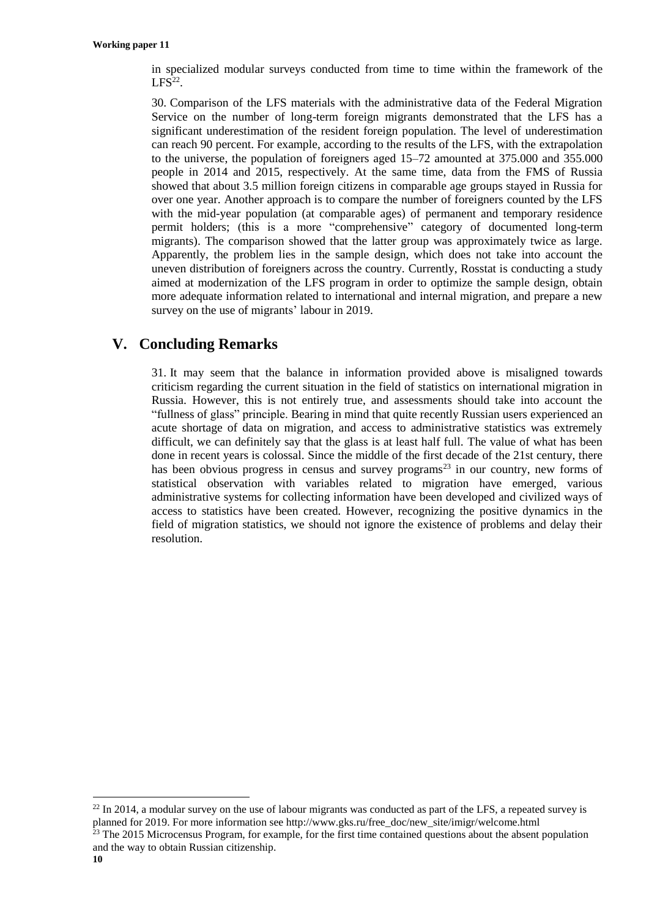in specialized modular surveys conducted from time to time within the framework of the LFS[22].

30. Comparison of the LFS materials with the administrative data of the Federal Migration Service on the number of long-term foreign migrants demonstrated that the LFS has a significant underestimation of the resident foreign population. The level of underestimation can reach 90 percent. For example, according to the results of the LFS, with the extrapolation to the universe, the population of foreigners aged 15–72 amounted at 375.000 and 355.000 people in 2014 and 2015, respectively. At the same time, data from the FMS of Russia showed that about 3.5 million foreign citizens in comparable age groups stayed in Russia for over one year. Another approach is to compare the number of foreigners counted by the LFS with the mid-year population (at comparable ages) of permanent and temporary residence permit holders; (this is a more "comprehensive" category of documented long-term migrants). The comparison showed that the latter group was approximately twice as large. Apparently, the problem lies in the sample design, which does not take into account the uneven distribution of foreigners across the country. Currently, Rosstat is conducting a study aimed at modernization of the LFS program in order to optimize the sample design, obtain more adequate information related to international and internal migration, and prepare a new survey on the use of migrants' labour in 2019.

## V. Concluding Remarks

31. It may seem that the balance in information provided above is misaligned towards criticism regarding the current situation in the field of statistics on international migration in Russia. However, this is not entirely true, and assessments should take into account the "fullness of glass" principle. Bearing in mind that quite recently Russian users experienced an acute shortage of data on migration, and access to administrative statistics was extremely difficult, we can definitely say that the glass is at least half full. The value of what has been done in recent years is colossal. Since the middle of the first decade of the 21st century, there has been obvious progress in census and survey programs[23] in our country, new forms of statistical observation with variables related to migration have emerged, various administrative systems for collecting information have been developed and civilized ways of access to statistics have been created. However, recognizing the positive dynamics in the field of migration statistics, we should not ignore the existence of problems and delay their resolution.

---

[22] In 2014, a modular survey on the use of labour migrants was conducted as part of the LFS, a repeated survey is planned for 2019. For more information see http://www.gks.ru/free_doc/new_site/imigr/welcome.html

[23] The 2015 Microcensus Program, for example, for the first time contained questions about the absent population and the way to obtain Russian citizenship.